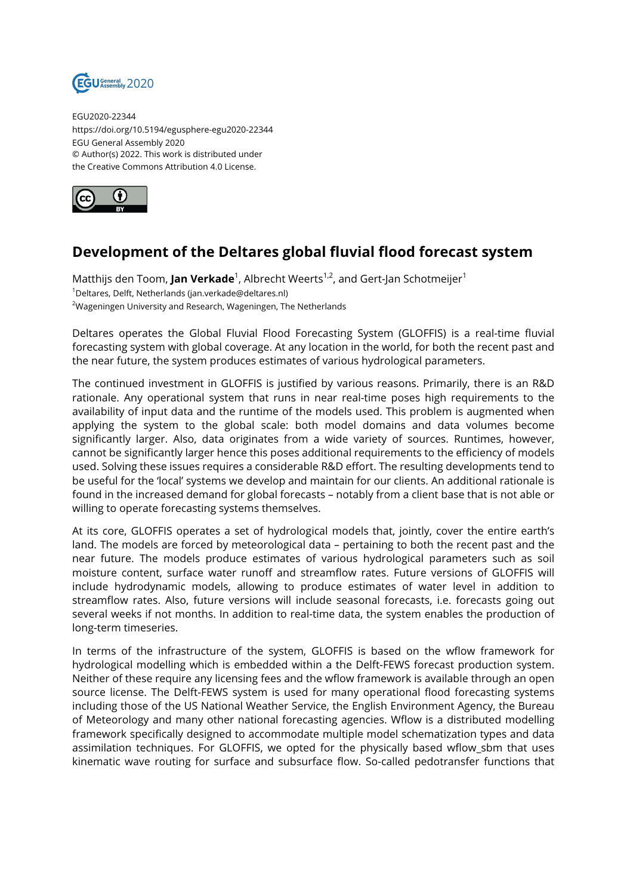EGU2020-22344
https://doi.org/10.5194/egusphere-egu2020-22344
EGU General Assembly 2020
© Author(s) 2022. This work is distributed under
the Creative Commons Attribution 4.0 License.

# Development of the Deltares global fluvial flood forecast system

Matthijs den Toom, **Jan Verkade**[1], Albrecht Weerts[1,2], and Gert-Jan Schotmeijer[1]

[1]Deltares, Delft, Netherlands (jan.verkade@deltares.nl)
[2]Wageningen University and Research, Wageningen, The Netherlands

Deltares operates the Global Fluvial Flood Forecasting System (GLOFFIS) is a real-time fluvial forecasting system with global coverage. At any location in the world, for both the recent past and the near future, the system produces estimates of various hydrological parameters.

The continued investment in GLOFFIS is justified by various reasons. Primarily, there is an R&D rationale. Any operational system that runs in near real-time poses high requirements to the availability of input data and the runtime of the models used. This problem is augmented when applying the system to the global scale: both model domains and data volumes become significantly larger. Also, data originates from a wide variety of sources. Runtimes, however, cannot be significantly larger hence this poses additional requirements to the efficiency of models used. Solving these issues requires a considerable R&D effort. The resulting developments tend to be useful for the 'local' systems we develop and maintain for our clients. An additional rationale is found in the increased demand for global forecasts – notably from a client base that is not able or willing to operate forecasting systems themselves.

At its core, GLOFFIS operates a set of hydrological models that, jointly, cover the entire earth's land. The models are forced by meteorological data – pertaining to both the recent past and the near future. The models produce estimates of various hydrological parameters such as soil moisture content, surface water runoff and streamflow rates. Future versions of GLOFFIS will include hydrodynamic models, allowing to produce estimates of water level in addition to streamflow rates. Also, future versions will include seasonal forecasts, i.e. forecasts going out several weeks if not months. In addition to real-time data, the system enables the production of long-term timeseries.

In terms of the infrastructure of the system, GLOFFIS is based on the wflow framework for hydrological modelling which is embedded within a the Delft-FEWS forecast production system. Neither of these require any licensing fees and the wflow framework is available through an open source license. The Delft-FEWS system is used for many operational flood forecasting systems including those of the US National Weather Service, the English Environment Agency, the Bureau of Meteorology and many other national forecasting agencies. Wflow is a distributed modelling framework specifically designed to accommodate multiple model schematization types and data assimilation techniques. For GLOFFIS, we opted for the physically based wflow_sbm that uses kinematic wave routing for surface and subsurface flow. So-called pedotransfer functions that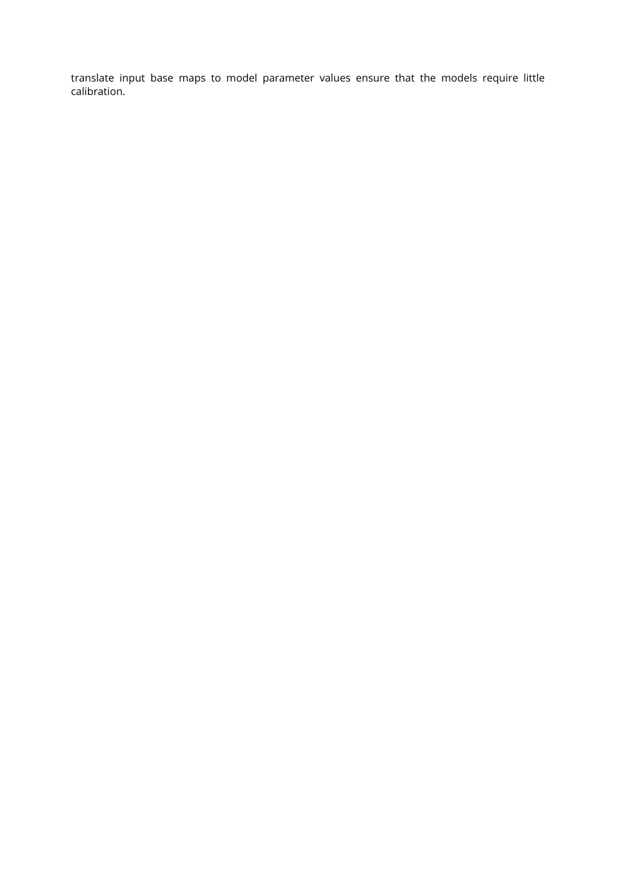translate input base maps to model parameter values ensure that the models require little calibration.